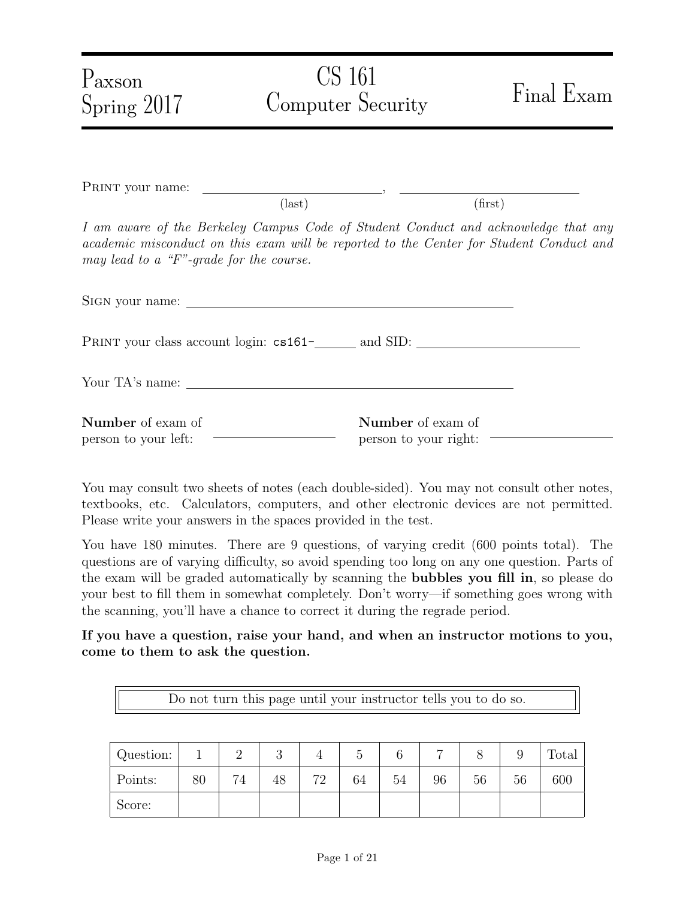# Paxson Spring 2017 — CS 161 Computer Security — Final Exam

PRINT your name: \_\_\_\_\_\_\_\_\_\_\_\_\_\_\_\_\_\_\_\_ (last), \_\_\_\_\_\_\_\_\_\_\_\_\_\_\_\_\_\_\_\_ (first)

*I am aware of the Berkeley Campus Code of Student Conduct and acknowledge that any academic misconduct on this exam will be reported to the Center for Student Conduct and may lead to a "F"-grade for the course.*

SIGN your name: \_\_\_\_\_\_\_\_\_\_\_\_\_\_\_\_\_\_\_\_\_\_\_\_\_\_\_\_\_\_\_\_\_\_\_\_\_\_\_\_

PRINT your class account login: cs161-\_\_\_\_\_\_ and SID: \_\_\_\_\_\_\_\_\_\_\_\_\_\_\_\_\_\_\_\_

Your TA's name: \_\_\_\_\_\_\_\_\_\_\_\_\_\_\_\_\_\_\_\_\_\_\_\_\_\_\_\_\_\_\_\_\_\_\_\_\_\_\_\_

**Number** of exam of person to your left: \_\_\_\_\_\_\_\_\_\_\_\_\_\_\_\_

**Number** of exam of person to your right: \_\_\_\_\_\_\_\_\_\_\_\_\_\_\_\_

You may consult two sheets of notes (each double-sided). You may not consult other notes, textbooks, etc. Calculators, computers, and other electronic devices are not permitted. Please write your answers in the spaces provided in the test.

You have 180 minutes. There are 9 questions, of varying credit (600 points total). The questions are of varying difficulty, so avoid spending too long on any one question. Parts of the exam will be graded automatically by scanning the **bubbles you fill in**, so please do your best to fill them in somewhat completely. Don't worry—if something goes wrong with the scanning, you'll have a chance to correct it during the regrade period.

**If you have a question, raise your hand, and when an instructor motions to you, come to them to ask the question.**

> Do not turn this page until your instructor tells you to do so.

| Question: | 1 | 2 | 3 | 4 | 5 | 6 | 7 | 8 | 9 | Total |
|---|---|---|---|---|---|---|---|---|---|---|
| Points: | 80 | 74 | 48 | 72 | 64 | 54 | 96 | 56 | 56 | 600 |
| Score: | | | | | | | | | | |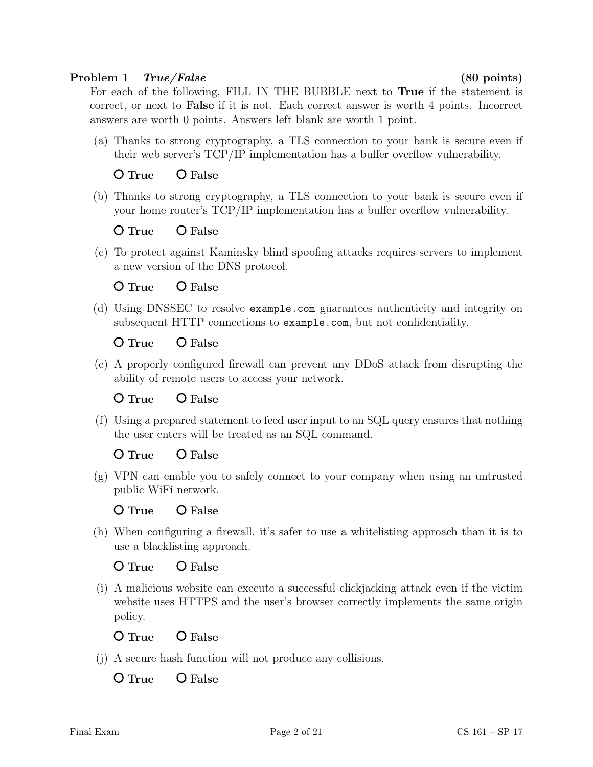**Problem 1** ***True/False*** **(80 points)**

For each of the following, FILL IN THE BUBBLE next to **True** if the statement is correct, or next to **False** if it is not. Each correct answer is worth 4 points. Incorrect answers are worth 0 points. Answers left blank are worth 1 point.

(a) Thanks to strong cryptography, a TLS connection to your bank is secure even if their web server's TCP/IP implementation has a buffer overflow vulnerability.

O **True** O **False**

(b) Thanks to strong cryptography, a TLS connection to your bank is secure even if your home router's TCP/IP implementation has a buffer overflow vulnerability.

O **True** O **False**

(c) To protect against Kaminsky blind spoofing attacks requires servers to implement a new version of the DNS protocol.

O **True** O **False**

(d) Using DNSSEC to resolve `example.com` guarantees authenticity and integrity on subsequent HTTP connections to `example.com`, but not confidentiality.

O **True** O **False**

(e) A properly configured firewall can prevent any DDoS attack from disrupting the ability of remote users to access your network.

O **True** O **False**

(f) Using a prepared statement to feed user input to an SQL query ensures that nothing the user enters will be treated as an SQL command.

O **True** O **False**

(g) VPN can enable you to safely connect to your company when using an untrusted public WiFi network.

O **True** O **False**

(h) When configuring a firewall, it's safer to use a whitelisting approach than it is to use a blacklisting approach.

O **True** O **False**

(i) A malicious website can execute a successful clickjacking attack even if the victim website uses HTTPS and the user's browser correctly implements the same origin policy.

O **True** O **False**

(j) A secure hash function will not produce any collisions.

O **True** O **False**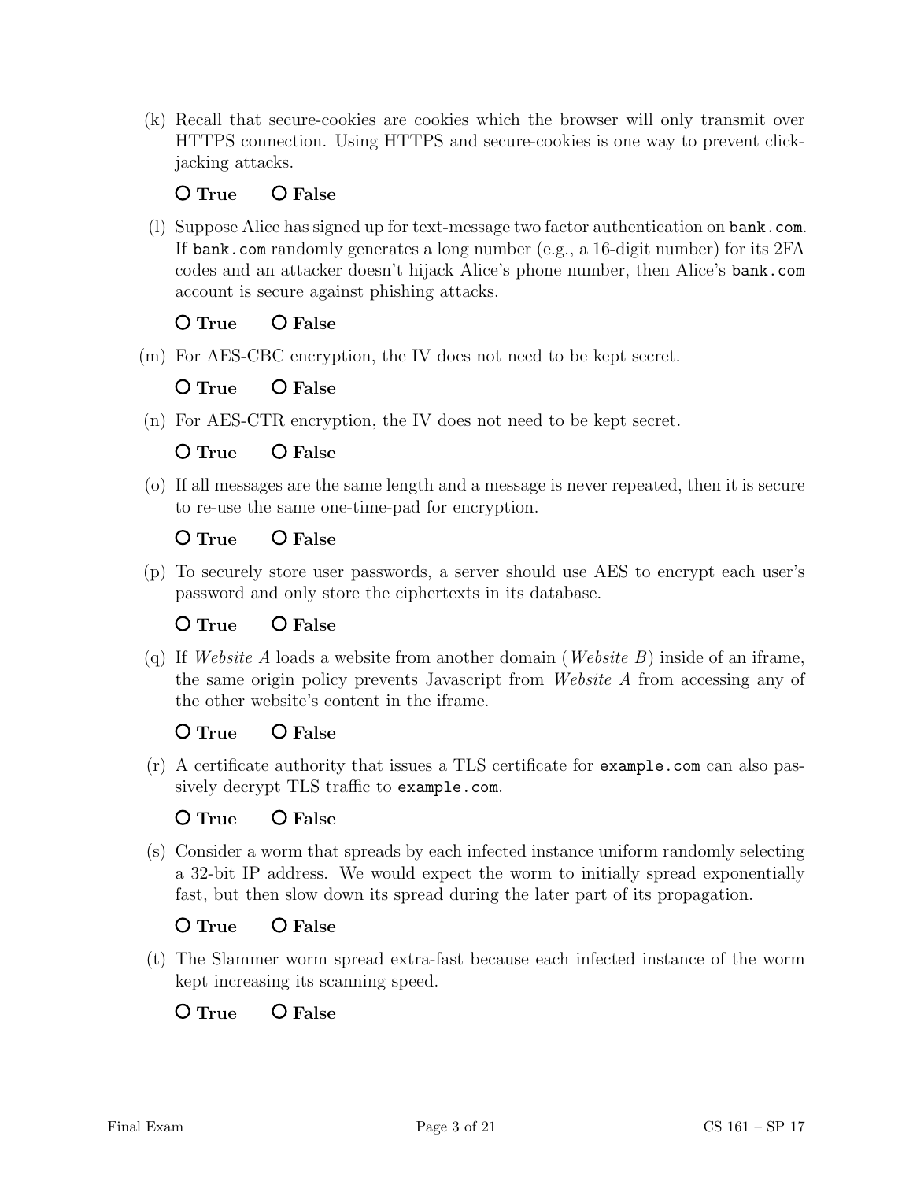(k) Recall that secure-cookies are cookies which the browser will only transmit over HTTPS connection. Using HTTPS and secure-cookies is one way to prevent click-jacking attacks.

O **True** O **False**

(l) Suppose Alice has signed up for text-message two factor authentication on `bank.com`. If `bank.com` randomly generates a long number (e.g., a 16-digit number) for its 2FA codes and an attacker doesn't hijack Alice's phone number, then Alice's `bank.com` account is secure against phishing attacks.

O **True** O **False**

(m) For AES-CBC encryption, the IV does not need to be kept secret.

O **True** O **False**

(n) For AES-CTR encryption, the IV does not need to be kept secret.

O **True** O **False**

(o) If all messages are the same length and a message is never repeated, then it is secure to re-use the same one-time-pad for encryption.

O **True** O **False**

(p) To securely store user passwords, a server should use AES to encrypt each user's password and only store the ciphertexts in its database.

O **True** O **False**

(q) If *Website A* loads a website from another domain (*Website B*) inside of an iframe, the same origin policy prevents Javascript from *Website A* from accessing any of the other website's content in the iframe.

O **True** O **False**

(r) A certificate authority that issues a TLS certificate for `example.com` can also passively decrypt TLS traffic to `example.com`.

O **True** O **False**

(s) Consider a worm that spreads by each infected instance uniform randomly selecting a 32-bit IP address. We would expect the worm to initially spread exponentially fast, but then slow down its spread during the later part of its propagation.

O **True** O **False**

(t) The Slammer worm spread extra-fast because each infected instance of the worm kept increasing its scanning speed.

O **True** O **False**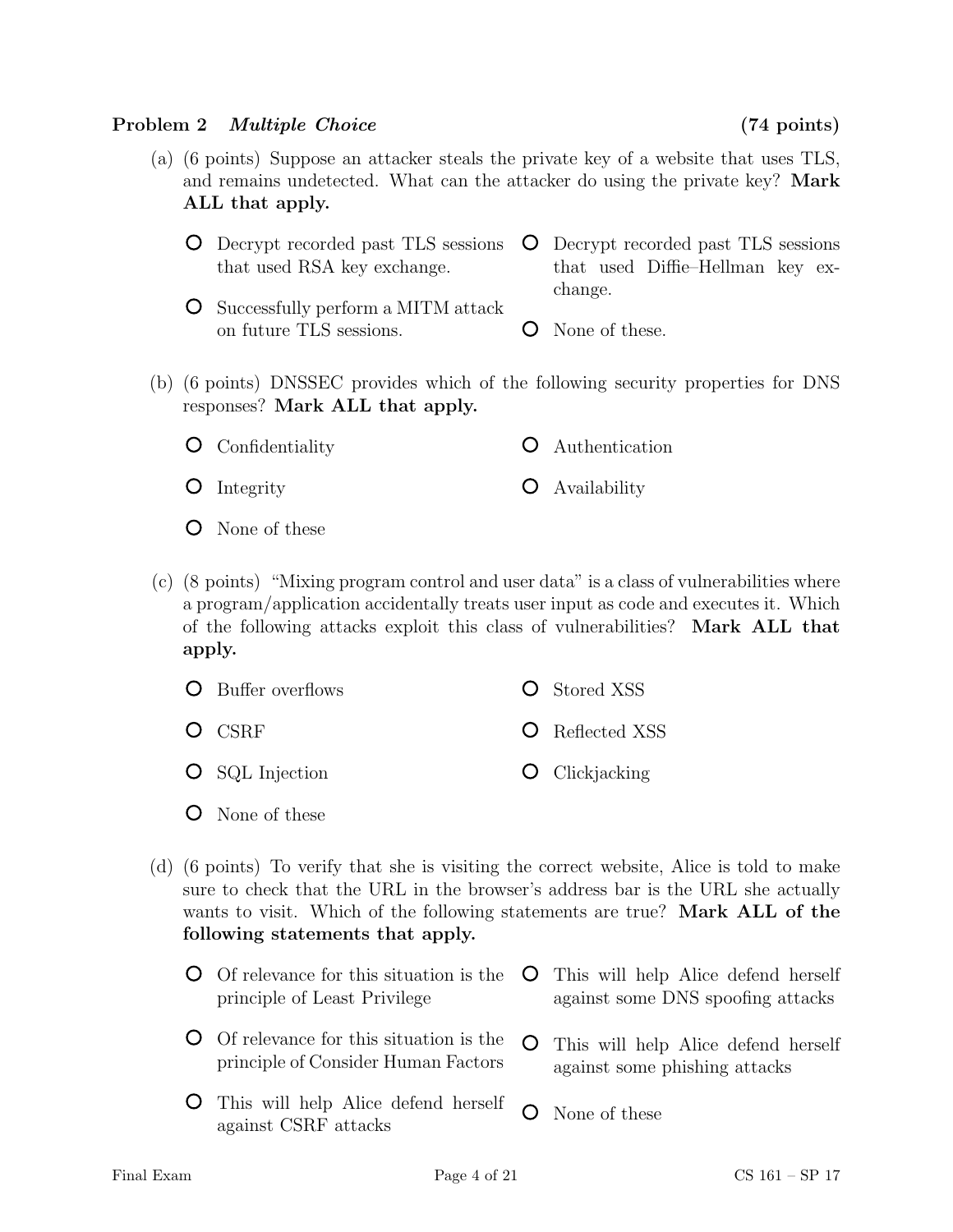### Problem 2 *Multiple Choice* (74 points)

(a) (6 points) Suppose an attacker steals the private key of a website that uses TLS, and remains undetected. What can the attacker do using the private key? **Mark ALL that apply.**

- O Decrypt recorded past TLS sessions that used RSA key exchange.
- O Successfully perform a MITM attack on future TLS sessions.
- O Decrypt recorded past TLS sessions that used Diffie–Hellman key exchange.
- O None of these.

(b) (6 points) DNSSEC provides which of the following security properties for DNS responses? **Mark ALL that apply.**

- O Confidentiality
- O Authentication
- O Integrity
- O Availability
- O None of these

(c) (8 points) "Mixing program control and user data" is a class of vulnerabilities where a program/application accidentally treats user input as code and executes it. Which of the following attacks exploit this class of vulnerabilities? **Mark ALL that apply.**

- O Buffer overflows
- O Stored XSS
- O CSRF
- O Reflected XSS
- O SQL Injection
- O Clickjacking
- O None of these

(d) (6 points) To verify that she is visiting the correct website, Alice is told to make sure to check that the URL in the browser's address bar is the URL she actually wants to visit. Which of the following statements are true? **Mark ALL of the following statements that apply.**

- O Of relevance for this situation is the principle of Least Privilege
- O Of relevance for this situation is the principle of Consider Human Factors
- O This will help Alice defend herself against CSRF attacks
- O This will help Alice defend herself against some DNS spoofing attacks
- O This will help Alice defend herself against some phishing attacks
- O None of these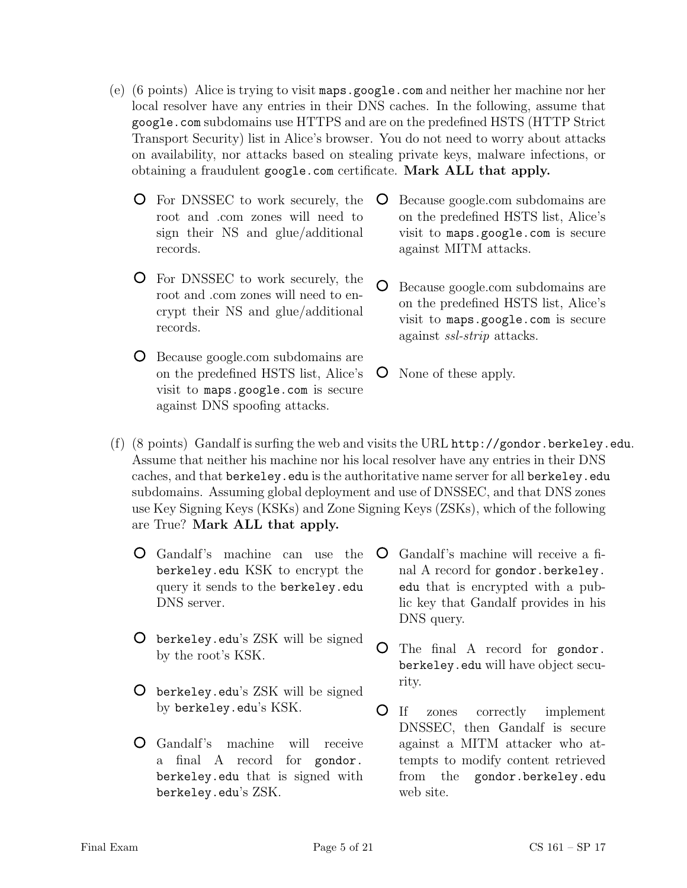(e) (6 points) Alice is trying to visit `maps.google.com` and neither her machine nor her local resolver have any entries in their DNS caches. In the following, assume that `google.com` subdomains use HTTPS and are on the predefined HSTS (HTTP Strict Transport Security) list in Alice's browser. You do not need to worry about attacks on availability, nor attacks based on stealing private keys, malware infections, or obtaining a fraudulent `google.com` certificate. **Mark ALL that apply.**

- ○ For DNSSEC to work securely, the root and .com zones will need to sign their NS and glue/additional records.
- ○ For DNSSEC to work securely, the root and .com zones will need to encrypt their NS and glue/additional records.
- ○ Because google.com subdomains are on the predefined HSTS list, Alice's visit to `maps.google.com` is secure against DNS spoofing attacks.
- ○ Because google.com subdomains are on the predefined HSTS list, Alice's visit to `maps.google.com` is secure against MITM attacks.
- ○ Because google.com subdomains are on the predefined HSTS list, Alice's visit to `maps.google.com` is secure against *ssl-strip* attacks.
- ○ None of these apply.

(f) (8 points) Gandalf is surfing the web and visits the URL `http://gondor.berkeley.edu`. Assume that neither his machine nor his local resolver have any entries in their DNS caches, and that `berkeley.edu` is the authoritative name server for all `berkeley.edu` subdomains. Assuming global deployment and use of DNSSEC, and that DNS zones use Key Signing Keys (KSKs) and Zone Signing Keys (ZSKs), which of the following are True? **Mark ALL that apply.**

- ○ Gandalf's machine can use the `berkeley.edu` KSK to encrypt the query it sends to the `berkeley.edu` DNS server.
- ○ `berkeley.edu`'s ZSK will be signed by the root's KSK.
- ○ `berkeley.edu`'s ZSK will be signed by `berkeley.edu`'s KSK.
- ○ Gandalf's machine will receive a final A record for `gondor.berkeley.edu` that is signed with `berkeley.edu`'s ZSK.
- ○ Gandalf's machine will receive a final A record for `gondor.berkeley.edu` that is encrypted with a public key that Gandalf provides in his DNS query.
- ○ The final A record for `gondor.berkeley.edu` will have object security.
- ○ If zones correctly implement DNSSEC, then Gandalf is secure against a MITM attacker who attempts to modify content retrieved from the `gondor.berkeley.edu` web site.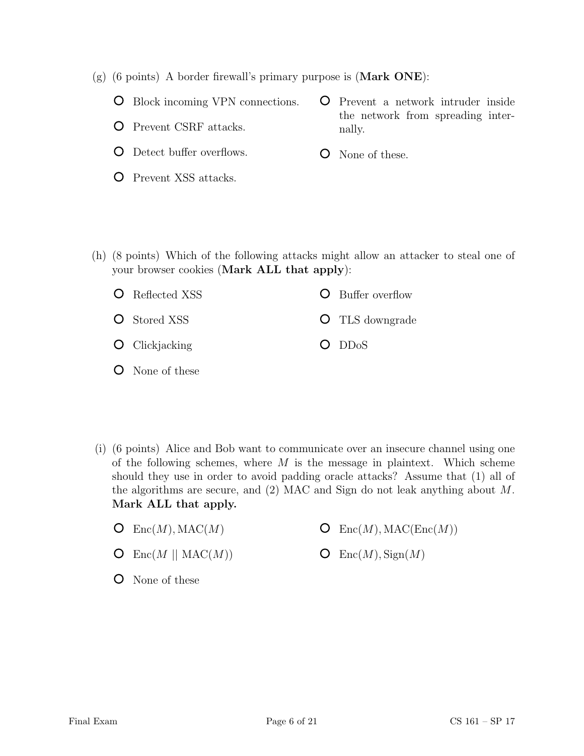(g) (6 points) A border firewall's primary purpose is (**Mark ONE**):

- Block incoming VPN connections.
- Prevent CSRF attacks.
- Detect buffer overflows.
- Prevent XSS attacks.
- Prevent a network intruder inside the network from spreading internally.
- None of these.

(h) (8 points) Which of the following attacks might allow an attacker to steal one of your browser cookies (**Mark ALL that apply**):

- Reflected XSS
- Stored XSS
- Clickjacking
- None of these
- Buffer overflow
- TLS downgrade
- DDoS

(i) (6 points) Alice and Bob want to communicate over an insecure channel using one of the following schemes, where $M$ is the message in plaintext. Which scheme should they use in order to avoid padding oracle attacks? Assume that (1) all of the algorithms are secure, and (2) MAC and Sign do not leak anything about $M$. **Mark ALL that apply.**

- $\text{Enc}(M), \text{MAC}(M)$
- $\text{Enc}(M \mid\mid \text{MAC}(M))$
- None of these
- $\text{Enc}(M), \text{MAC}(\text{Enc}(M))$
- $\text{Enc}(M), \text{Sign}(M)$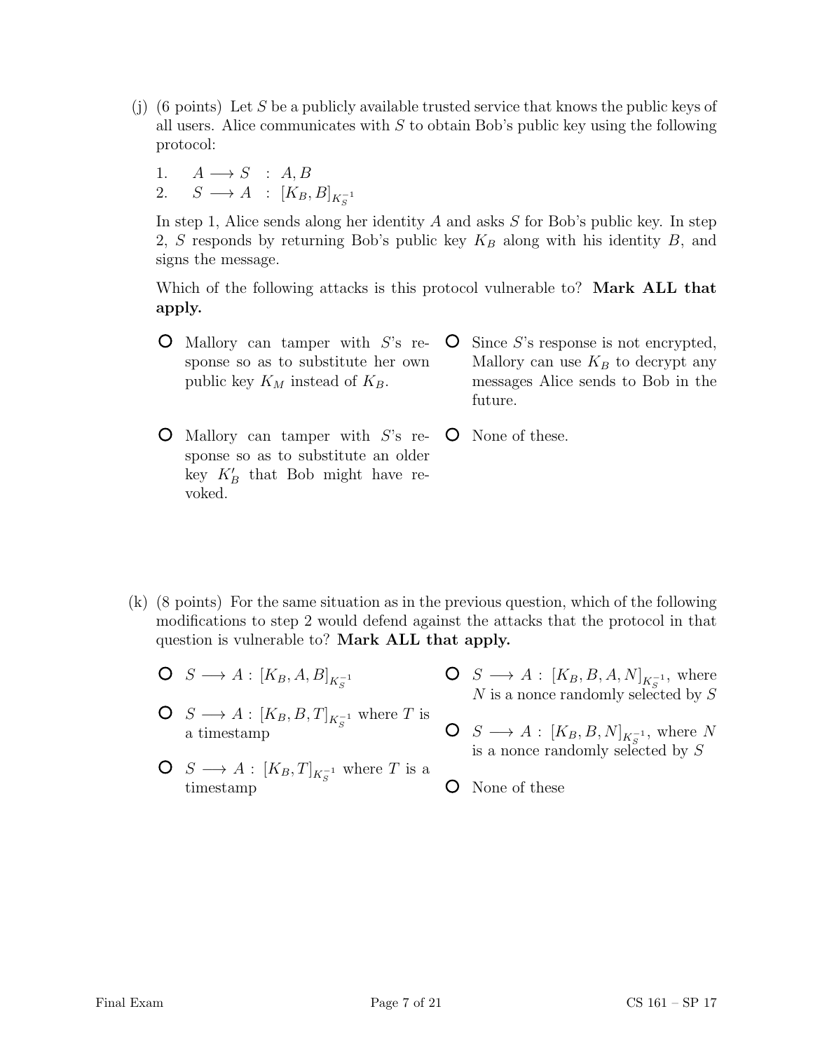(j) (6 points) Let $S$ be a publicly available trusted service that knows the public keys of all users. Alice communicates with $S$ to obtain Bob's public key using the following protocol:

1. $A \longrightarrow S \;:\; A, B$
2. $S \longrightarrow A \;:\; [K_B, B]_{K_S^{-1}}$

In step 1, Alice sends along her identity $A$ and asks $S$ for Bob's public key. In step 2, $S$ responds by returning Bob's public key $K_B$ along with his identity $B$, and signs the message.

Which of the following attacks is this protocol vulnerable to? **Mark ALL that apply.**

- ○ Mallory can tamper with $S$'s response so as to substitute her own public key $K_M$ instead of $K_B$.
- ○ Since $S$'s response is not encrypted, Mallory can use $K_B$ to decrypt any messages Alice sends to Bob in the future.
- ○ Mallory can tamper with $S$'s response so as to substitute an older key $K'_B$ that Bob might have revoked.
- ○ None of these.

(k) (8 points) For the same situation as in the previous question, which of the following modifications to step 2 would defend against the attacks that the protocol in that question is vulnerable to? **Mark ALL that apply.**

- ○ $S \longrightarrow A : [K_B, A, B]_{K_S^{-1}}$
- ○ $S \longrightarrow A : [K_B, B, A, N]_{K_S^{-1}}$, where $N$ is a nonce randomly selected by $S$
- ○ $S \longrightarrow A : [K_B, B, T]_{K_S^{-1}}$ where $T$ is a timestamp
- ○ $S \longrightarrow A : [K_B, B, N]_{K_S^{-1}}$, where $N$ is a nonce randomly selected by $S$
- ○ $S \longrightarrow A : [K_B, T]_{K_S^{-1}}$ where $T$ is a timestamp
- ○ None of these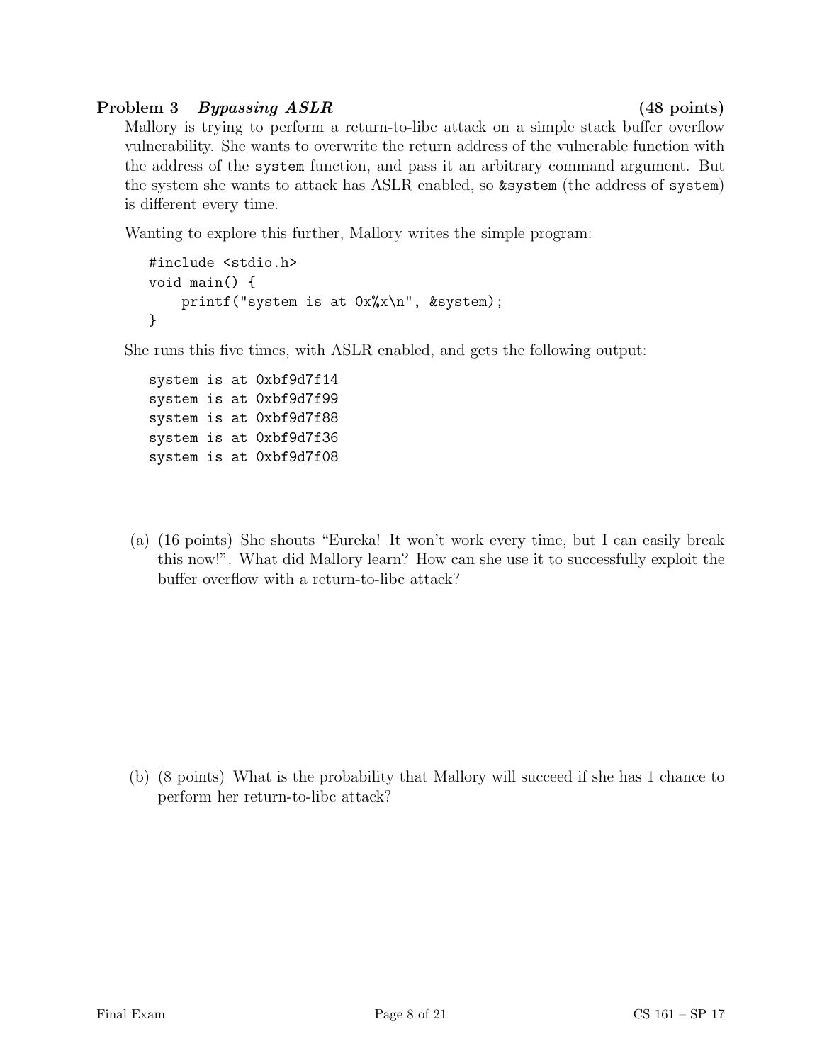### Problem 3 *Bypassing ASLR* (48 points)

Mallory is trying to perform a return-to-libc attack on a simple stack buffer overflow vulnerability. She wants to overwrite the return address of the vulnerable function with the address of the `system` function, and pass it an arbitrary command argument. But the system she wants to attack has ASLR enabled, so `&system` (the address of `system`) is different every time.

Wanting to explore this further, Mallory writes the simple program:

```
#include <stdio.h>
void main() {
    printf("system is at 0x%x\n", &system);
}
```

She runs this five times, with ASLR enabled, and gets the following output:

```
system is at 0xbf9d7f14
system is at 0xbf9d7f99
system is at 0xbf9d7f88
system is at 0xbf9d7f36
system is at 0xbf9d7f08
```

(a) (16 points) She shouts "Eureka! It won't work every time, but I can easily break this now!". What did Mallory learn? How can she use it to successfully exploit the buffer overflow with a return-to-libc attack?

(b) (8 points) What is the probability that Mallory will succeed if she has 1 chance to perform her return-to-libc attack?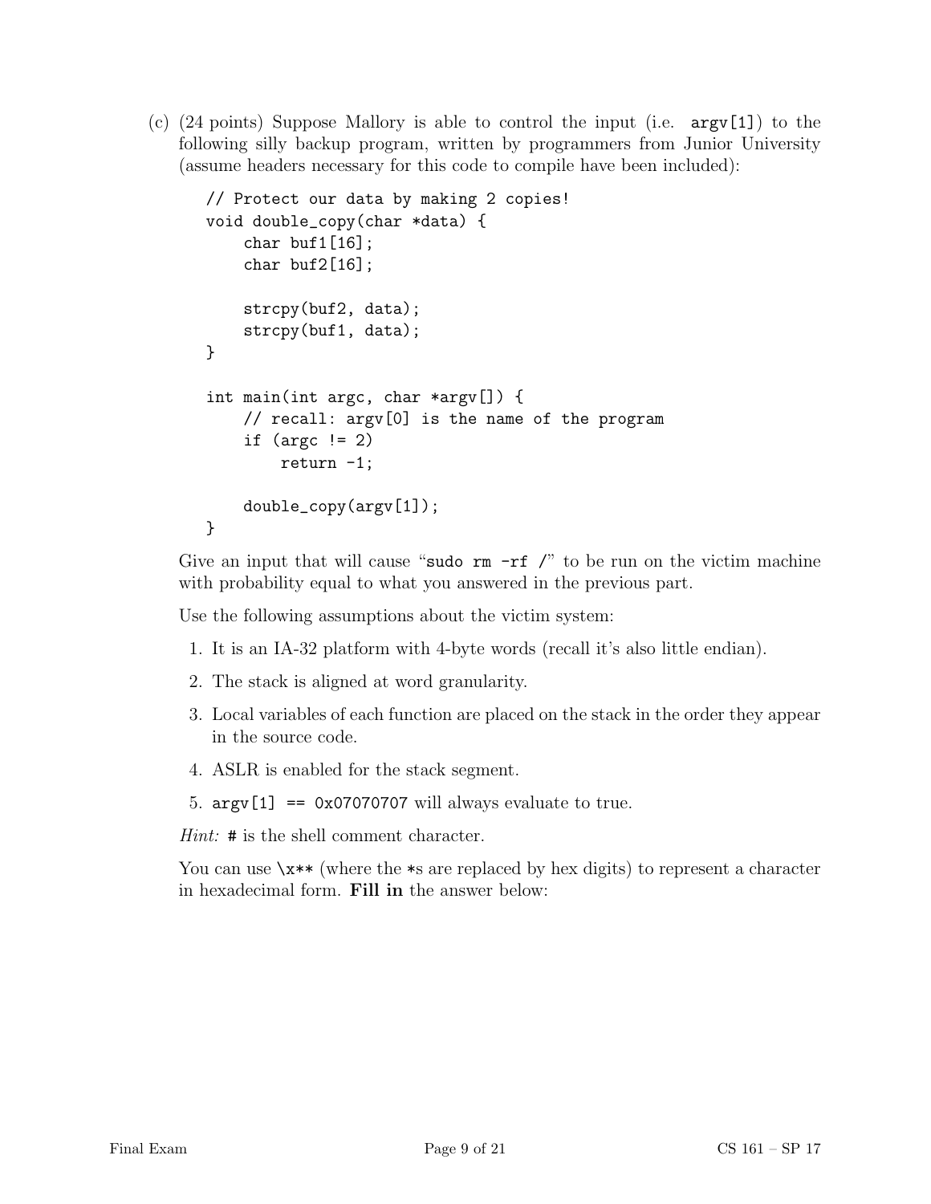(c) (24 points) Suppose Mallory is able to control the input (i.e. `argv[1]`) to the following silly backup program, written by programmers from Junior University (assume headers necessary for this code to compile have been included):

```
// Protect our data by making 2 copies!
void double_copy(char *data) {
    char buf1[16];
    char buf2[16];

    strcpy(buf2, data);
    strcpy(buf1, data);
}

int main(int argc, char *argv[]) {
    // recall: argv[0] is the name of the program
    if (argc != 2)
        return -1;

    double_copy(argv[1]);
}
```

Give an input that will cause "`sudo rm -rf /`" to be run on the victim machine with probability equal to what you answered in the previous part.

Use the following assumptions about the victim system:

1. It is an IA-32 platform with 4-byte words (recall it's also little endian).
2. The stack is aligned at word granularity.
3. Local variables of each function are placed on the stack in the order they appear in the source code.
4. ASLR is enabled for the stack segment.
5. `argv[1] == 0x07070707` will always evaluate to true.

*Hint:* `#` is the shell comment character.

You can use `\x**` (where the `*`s are replaced by hex digits) to represent a character in hexadecimal form. **Fill in** the answer below: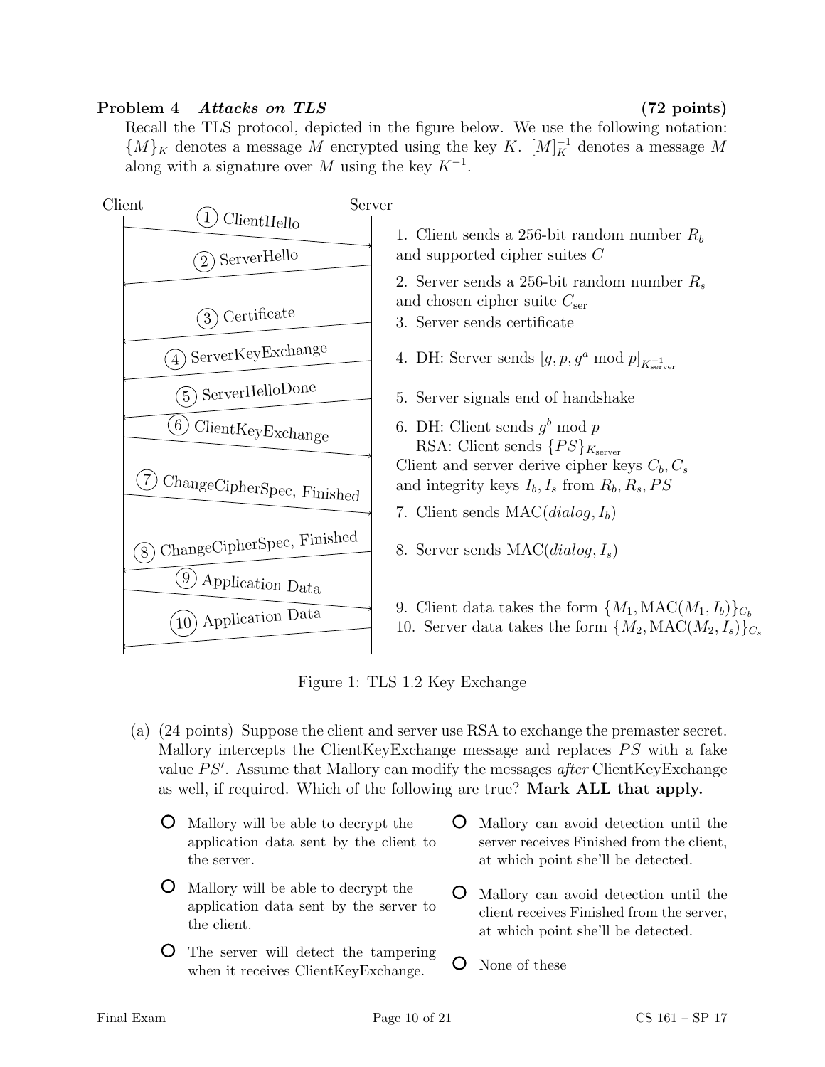**Problem 4** ***Attacks on TLS*** **(72 points)**

Recall the TLS protocol, depicted in the figure below. We use the following notation: $\{M\}_K$ denotes a message $M$ encrypted using the key $K$. $[M]_K^{-1}$ denotes a message $M$ along with a signature over $M$ using the key $K^{-1}$.

Client — Server

1. ClientHello
2. ServerHello
3. Certificate
4. ServerKeyExchange
5. ServerHelloDone
6. ClientKeyExchange
7. ChangeCipherSpec, Finished
8. ChangeCipherSpec, Finished
9. Application Data
10. Application Data

1. Client sends a 256-bit random number $R_b$ and supported cipher suites $C$
2. Server sends a 256-bit random number $R_s$ and chosen cipher suite $C_{\text{ser}}$
3. Server sends certificate
4. DH: Server sends $[g, p, g^a \bmod p]_{K_{\text{server}}^{-1}}$
5. Server signals end of handshake
6. DH: Client sends $g^b \bmod p$
   RSA: Client sends $\{PS\}_{K_{\text{server}}}$

   Client and server derive cipher keys $C_b, C_s$ and integrity keys $I_b, I_s$ from $R_b, R_s, PS$
7. Client sends $\text{MAC}(dialog, I_b)$
8. Server sends $\text{MAC}(dialog, I_s)$
9. Client data takes the form $\{M_1, \text{MAC}(M_1, I_b)\}_{C_b}$
10. Server data takes the form $\{M_2, \text{MAC}(M_2, I_s)\}_{C_s}$

Figure 1: TLS 1.2 Key Exchange

(a) (24 points) Suppose the client and server use RSA to exchange the premaster secret. Mallory intercepts the ClientKeyExchange message and replaces $PS$ with a fake value $PS'$. Assume that Mallory can modify the messages *after* ClientKeyExchange as well, if required. Which of the following are true? **Mark ALL that apply.**

- ○ Mallory will be able to decrypt the application data sent by the client to the server.
- ○ Mallory will be able to decrypt the application data sent by the server to the client.
- ○ The server will detect the tampering when it receives ClientKeyExchange.
- ○ Mallory can avoid detection until the server receives Finished from the client, at which point she'll be detected.
- ○ Mallory can avoid detection until the client receives Finished from the server, at which point she'll be detected.
- ○ None of these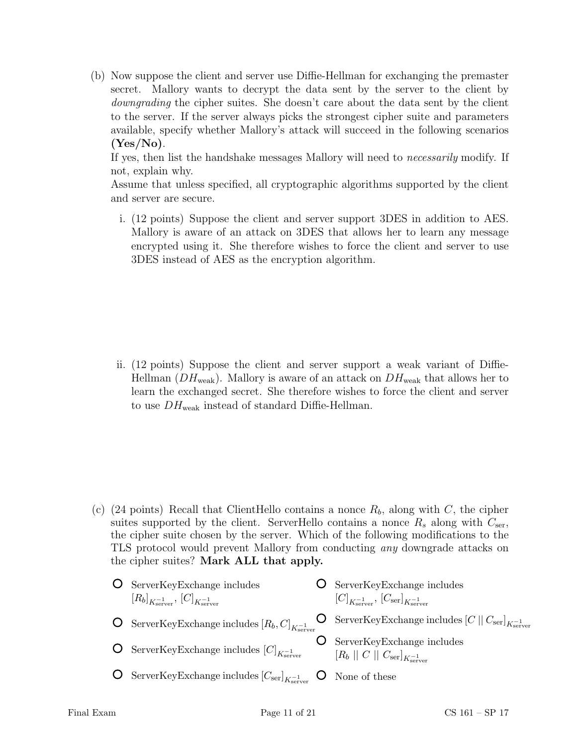(b) Now suppose the client and server use Diffie-Hellman for exchanging the premaster secret. Mallory wants to decrypt the data sent by the server to the client by *downgrading* the cipher suites. She doesn't care about the data sent by the client to the server. If the server always picks the strongest cipher suite and parameters available, specify whether Mallory's attack will succeed in the following scenarios **(Yes/No)**.

If yes, then list the handshake messages Mallory will need to *necessarily* modify. If not, explain why.

Assume that unless specified, all cryptographic algorithms supported by the client and server are secure.

i. (12 points) Suppose the client and server support 3DES in addition to AES. Mallory is aware of an attack on 3DES that allows her to learn any message encrypted using it. She therefore wishes to force the client and server to use 3DES instead of AES as the encryption algorithm.

ii. (12 points) Suppose the client and server support a weak variant of Diffie-Hellman ($DH_{\text{weak}}$). Mallory is aware of an attack on $DH_{\text{weak}}$ that allows her to learn the exchanged secret. She therefore wishes to force the client and server to use $DH_{\text{weak}}$ instead of standard Diffie-Hellman.

(c) (24 points) Recall that ClientHello contains a nonce $R_b$, along with $C$, the cipher suites supported by the client. ServerHello contains a nonce $R_s$ along with $C_{\text{ser}}$, the cipher suite chosen by the server. Which of the following modifications to the TLS protocol would prevent Mallory from conducting *any* downgrade attacks on the cipher suites? **Mark ALL that apply.**

- ServerKeyExchange includes $[R_b]_{K_{\text{server}}^{-1}}$, $[C]_{K_{\text{server}}^{-1}}$
- ServerKeyExchange includes $[R_b, C]_{K_{\text{server}}^{-1}}$
- ServerKeyExchange includes $[C]_{K_{\text{server}}^{-1}}$
- ServerKeyExchange includes $[C_{\text{ser}}]_{K_{\text{server}}^{-1}}$
- ServerKeyExchange includes $[C]_{K_{\text{server}}^{-1}}$, $[C_{\text{ser}}]_{K_{\text{server}}^{-1}}$
- ServerKeyExchange includes $[C \mid\mid C_{\text{ser}}]_{K_{\text{server}}^{-1}}$
- ServerKeyExchange includes $[R_b \mid\mid C \mid\mid C_{\text{ser}}]_{K_{\text{server}}^{-1}}$
- None of these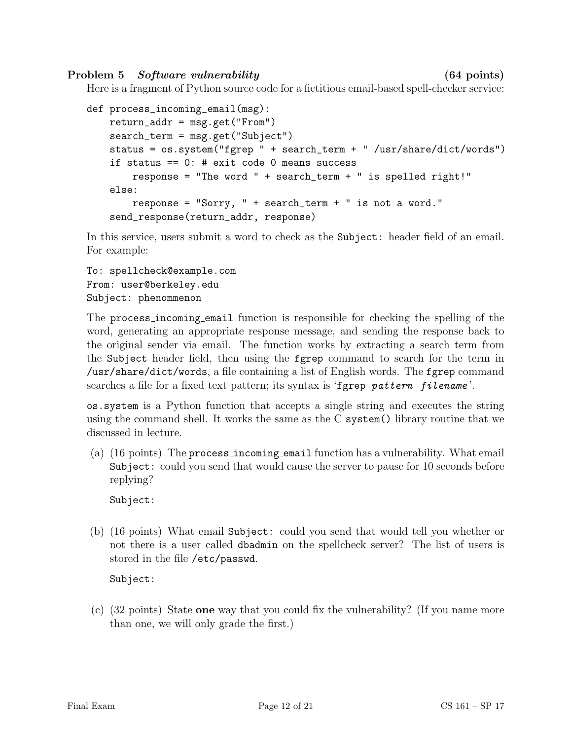**Problem 5** ***Software vulnerability*** **(64 points)**

Here is a fragment of Python source code for a fictitious email-based spell-checker service:

```
def process_incoming_email(msg):
    return_addr = msg.get("From")
    search_term = msg.get("Subject")
    status = os.system("fgrep " + search_term + " /usr/share/dict/words")
    if status == 0: # exit code 0 means success
        response = "The word " + search_term + " is spelled right!"
    else:
        response = "Sorry, " + search_term + " is not a word."
    send_response(return_addr, response)
```

In this service, users submit a word to check as the `Subject:` header field of an email. For example:

```
To: spellcheck@example.com
From: user@berkeley.edu
Subject: phenommenon
```

The `process_incoming_email` function is responsible for checking the spelling of the word, generating an appropriate response message, and sending the response back to the original sender via email. The function works by extracting a search term from the `Subject` header field, then using the `fgrep` command to search for the term in `/usr/share/dict/words`, a file containing a list of English words. The `fgrep` command searches a file for a fixed text pattern; its syntax is '`fgrep` *`pattern filename`*'.

`os.system` is a Python function that accepts a single string and executes the string using the command shell. It works the same as the C `system()` library routine that we discussed in lecture.

(a) (16 points) The `process_incoming_email` function has a vulnerability. What email `Subject:` could you send that would cause the server to pause for 10 seconds before replying?

Subject:

(b) (16 points) What email `Subject:` could you send that would tell you whether or not there is a user called `dbadmin` on the spellcheck server? The list of users is stored in the file `/etc/passwd`.

Subject:

(c) (32 points) State **one** way that you could fix the vulnerability? (If you name more than one, we will only grade the first.)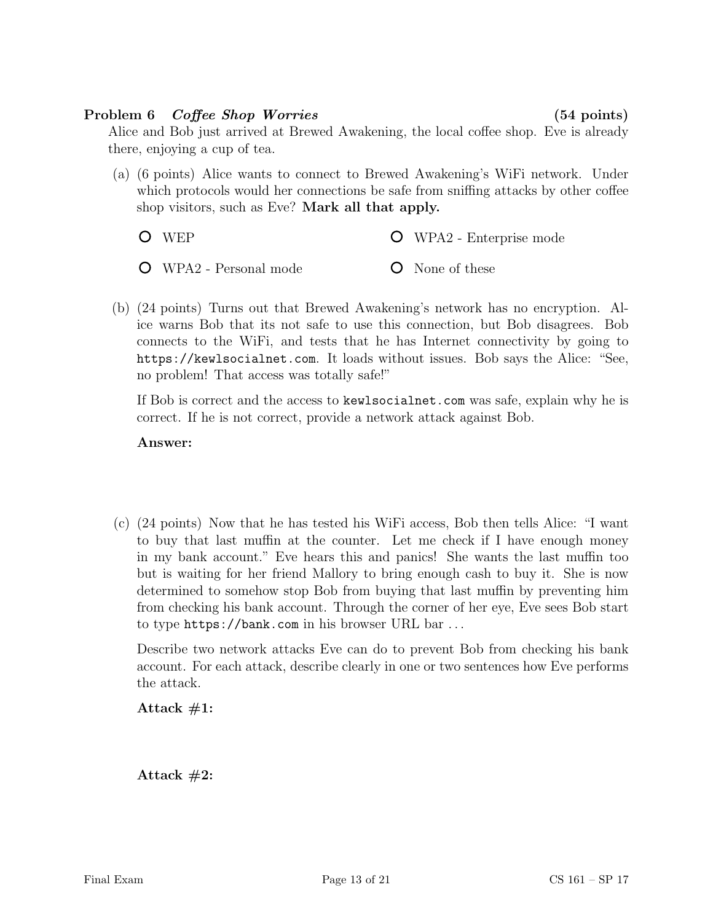**Problem 6** *Coffee Shop Worries* **(54 points)**

Alice and Bob just arrived at Brewed Awakening, the local coffee shop. Eve is already there, enjoying a cup of tea.

(a) (6 points) Alice wants to connect to Brewed Awakening's WiFi network. Under which protocols would her connections be safe from sniffing attacks by other coffee shop visitors, such as Eve? **Mark all that apply.**

- O WEP
- O WPA2 - Enterprise mode
- O WPA2 - Personal mode
- O None of these

(b) (24 points) Turns out that Brewed Awakening's network has no encryption. Alice warns Bob that its not safe to use this connection, but Bob disagrees. Bob connects to the WiFi, and tests that he has Internet connectivity by going to `https://kewlsocialnet.com`. It loads without issues. Bob says the Alice: "See, no problem! That access was totally safe!"

If Bob is correct and the access to `kewlsocialnet.com` was safe, explain why he is correct. If he is not correct, provide a network attack against Bob.

**Answer:**

(c) (24 points) Now that he has tested his WiFi access, Bob then tells Alice: "I want to buy that last muffin at the counter. Let me check if I have enough money in my bank account." Eve hears this and panics! She wants the last muffin too but is waiting for her friend Mallory to bring enough cash to buy it. She is now determined to somehow stop Bob from buying that last muffin by preventing him from checking his bank account. Through the corner of her eye, Eve sees Bob start to type `https://bank.com` in his browser URL bar . . .

Describe two network attacks Eve can do to prevent Bob from checking his bank account. For each attack, describe clearly in one or two sentences how Eve performs the attack.

**Attack #1:**

**Attack #2:**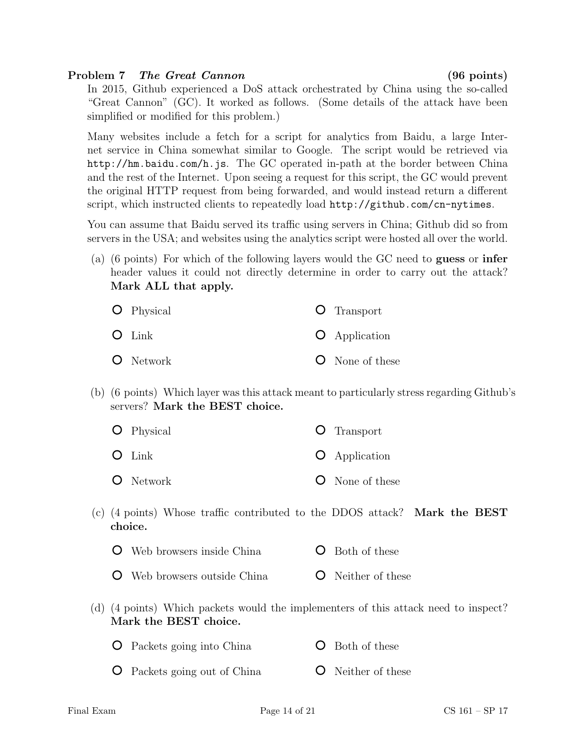## Problem 7 *The Great Cannon* (96 points)

In 2015, Github experienced a DoS attack orchestrated by China using the so-called "Great Cannon" (GC). It worked as follows. (Some details of the attack have been simplified or modified for this problem.)

Many websites include a fetch for a script for analytics from Baidu, a large Internet service in China somewhat similar to Google. The script would be retrieved via `http://hm.baidu.com/h.js`. The GC operated in-path at the border between China and the rest of the Internet. Upon seeing a request for this script, the GC would prevent the original HTTP request from being forwarded, and would instead return a different script, which instructed clients to repeatedly load `http://github.com/cn-nytimes`.

You can assume that Baidu served its traffic using servers in China; Github did so from servers in the USA; and websites using the analytics script were hosted all over the world.

(a) (6 points) For which of the following layers would the GC need to **guess** or **infer** header values it could not directly determine in order to carry out the attack? **Mark ALL that apply.**

- O Physical
- O Link
- O Network
- O Transport
- O Application
- O None of these

(b) (6 points) Which layer was this attack meant to particularly stress regarding Github's servers? **Mark the BEST choice.**

- O Physical
- O Link
- O Network
- O Transport
- O Application
- O None of these

(c) (4 points) Whose traffic contributed to the DDOS attack? **Mark the BEST choice.**

- O Web browsers inside China
- O Web browsers outside China
- O Both of these
- O Neither of these

(d) (4 points) Which packets would the implementers of this attack need to inspect? **Mark the BEST choice.**

- O Packets going into China
- O Packets going out of China
- O Both of these
- O Neither of these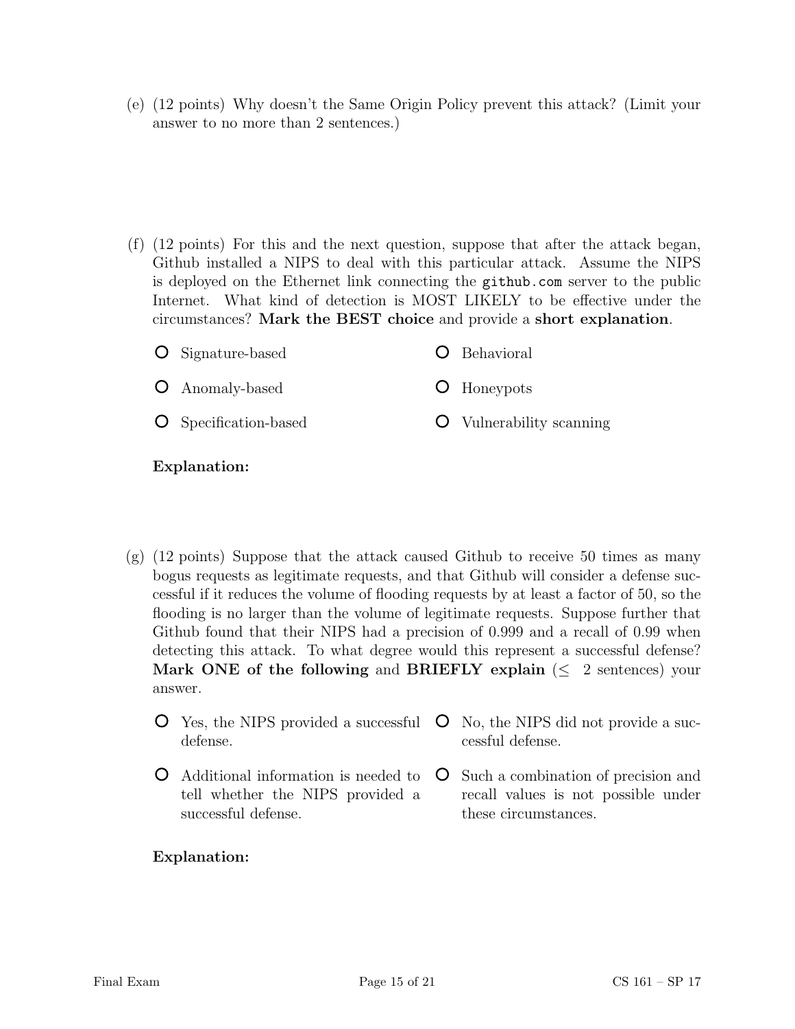(e) (12 points) Why doesn't the Same Origin Policy prevent this attack? (Limit your answer to no more than 2 sentences.)

(f) (12 points) For this and the next question, suppose that after the attack began, Github installed a NIPS to deal with this particular attack. Assume the NIPS is deployed on the Ethernet link connecting the `github.com` server to the public Internet. What kind of detection is MOST LIKELY to be effective under the circumstances? **Mark the BEST choice** and provide a **short explanation**.

- ○ Signature-based
- ○ Behavioral
- ○ Anomaly-based
- ○ Honeypots
- ○ Specification-based
- ○ Vulnerability scanning

**Explanation:**

(g) (12 points) Suppose that the attack caused Github to receive 50 times as many bogus requests as legitimate requests, and that Github will consider a defense successful if it reduces the volume of flooding requests by at least a factor of 50, so the flooding is no larger than the volume of legitimate requests. Suppose further that Github found that their NIPS had a precision of 0.999 and a recall of 0.99 when detecting this attack. To what degree would this represent a successful defense? **Mark ONE of the following** and **BRIEFLY explain** ($\leq$ 2 sentences) your answer.

- ○ Yes, the NIPS provided a successful defense.
- ○ No, the NIPS did not provide a successful defense.
- ○ Additional information is needed to tell whether the NIPS provided a successful defense.
- ○ Such a combination of precision and recall values is not possible under these circumstances.

**Explanation:**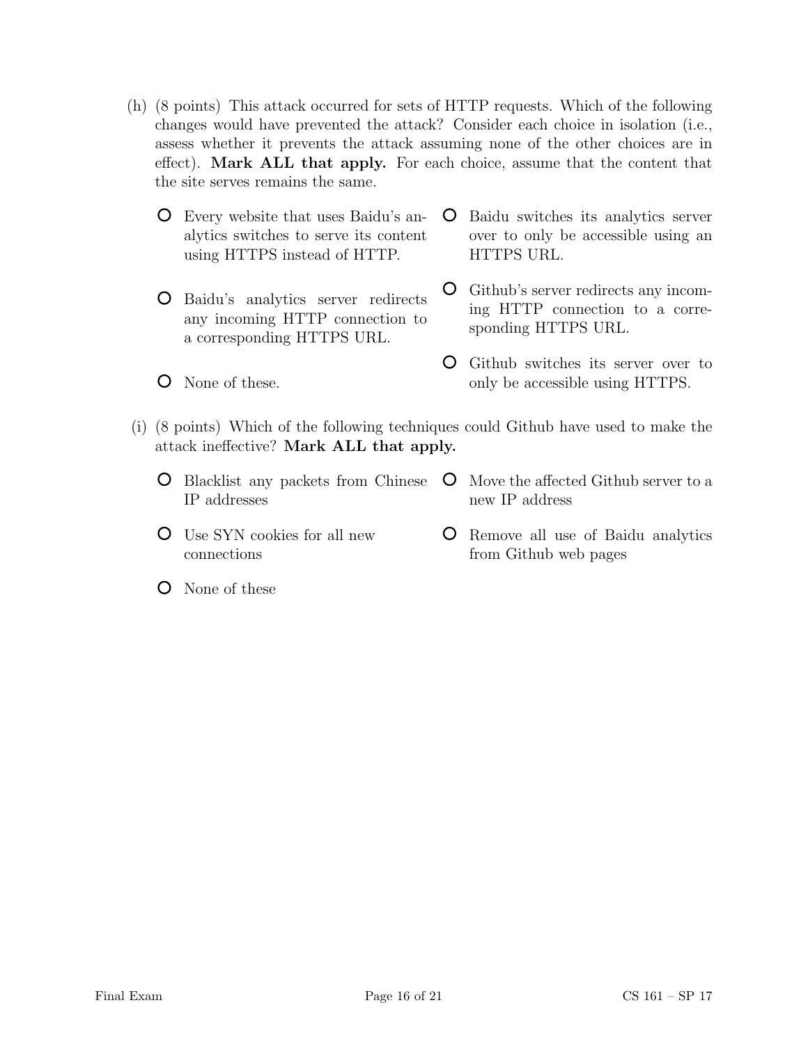(h) (8 points) This attack occurred for sets of HTTP requests. Which of the following changes would have prevented the attack? Consider each choice in isolation (i.e., assess whether it prevents the attack assuming none of the other choices are in effect). **Mark ALL that apply.** For each choice, assume that the content that the site serves remains the same.

- ○ Every website that uses Baidu's analytics switches to serve its content using HTTPS instead of HTTP.
- ○ Baidu's analytics server redirects any incoming HTTP connection to a corresponding HTTPS URL.
- ○ None of these.
- ○ Baidu switches its analytics server over to only be accessible using an HTTPS URL.
- ○ Github's server redirects any incoming HTTP connection to a corresponding HTTPS URL.
- ○ Github switches its server over to only be accessible using HTTPS.

(i) (8 points) Which of the following techniques could Github have used to make the attack ineffective? **Mark ALL that apply.**

- ○ Blacklist any packets from Chinese IP addresses
- ○ Use SYN cookies for all new connections
- ○ None of these
- ○ Move the affected Github server to a new IP address
- ○ Remove all use of Baidu analytics from Github web pages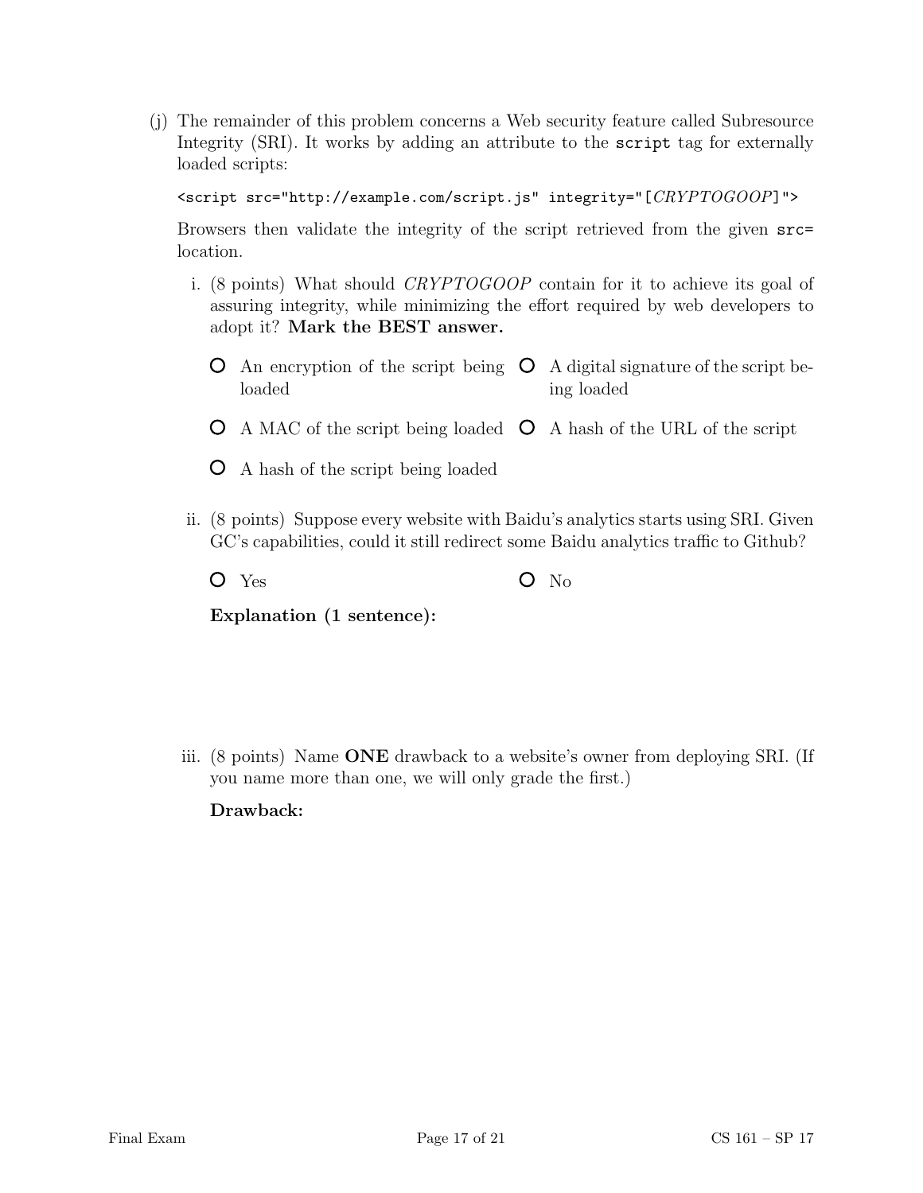(j) The remainder of this problem concerns a Web security feature called Subresource Integrity (SRI). It works by adding an attribute to the `script` tag for externally loaded scripts:

```
<script src="http://example.com/script.js" integrity="[CRYPTOGOOP]">
```

Browsers then validate the integrity of the script retrieved from the given `src=` location.

i. (8 points) What should *CRYPTOGOOP* contain for it to achieve its goal of assuring integrity, while minimizing the effort required by web developers to adopt it? **Mark the BEST answer.**

- ○ An encryption of the script being loaded
- ○ A digital signature of the script being loaded
- ○ A MAC of the script being loaded
- ○ A hash of the URL of the script
- ○ A hash of the script being loaded

ii. (8 points) Suppose every website with Baidu's analytics starts using SRI. Given GC's capabilities, could it still redirect some Baidu analytics traffic to Github?

- ○ Yes
- ○ No

**Explanation (1 sentence):**

iii. (8 points) Name **ONE** drawback to a website's owner from deploying SRI. (If you name more than one, we will only grade the first.)

**Drawback:**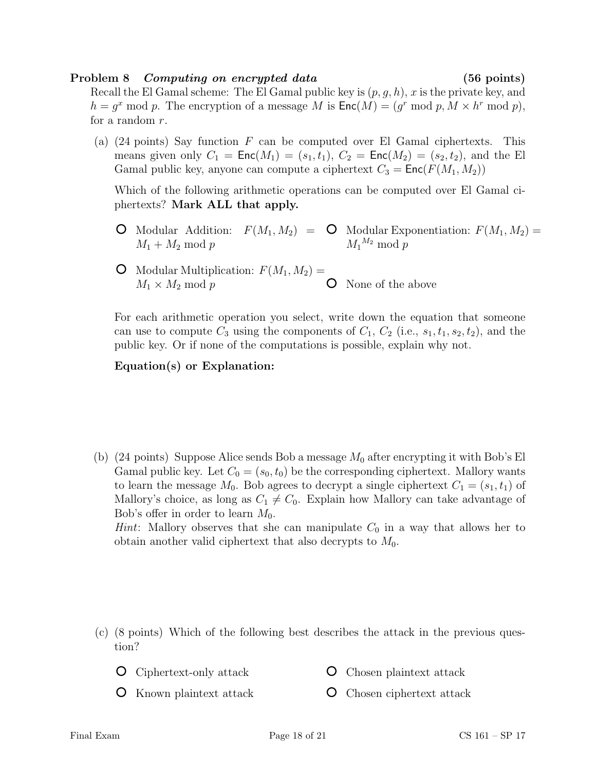**Problem 8** *Computing on encrypted data* **(56 points)**

Recall the El Gamal scheme: The El Gamal public key is $(p, g, h)$, $x$ is the private key, and $h = g^x \bmod p$. The encryption of a message $M$ is $\mathsf{Enc}(M) = (g^r \bmod p, M \times h^r \bmod p)$, for a random $r$.

(a) (24 points) Say function $F$ can be computed over El Gamal ciphertexts. This means given only $C_1 = \mathsf{Enc}(M_1) = (s_1, t_1)$, $C_2 = \mathsf{Enc}(M_2) = (s_2, t_2)$, and the El Gamal public key, anyone can compute a ciphertext $C_3 = \mathsf{Enc}(F(M_1, M_2))$

Which of the following arithmetic operations can be computed over El Gamal ciphertexts? **Mark ALL that apply.**

- ○ Modular Addition: $F(M_1, M_2) = M_1 + M_2 \bmod p$
- ○ Modular Exponentiation: $F(M_1, M_2) = {M_1}^{M_2} \bmod p$
- ○ Modular Multiplication: $F(M_1, M_2) = M_1 \times M_2 \bmod p$
- ○ None of the above

For each arithmetic operation you select, write down the equation that someone can use to compute $C_3$ using the components of $C_1$, $C_2$ (i.e., $s_1, t_1, s_2, t_2$), and the public key. Or if none of the computations is possible, explain why not.

**Equation(s) or Explanation:**

(b) (24 points) Suppose Alice sends Bob a message $M_0$ after encrypting it with Bob's El Gamal public key. Let $C_0 = (s_0, t_0)$ be the corresponding ciphertext. Mallory wants to learn the message $M_0$. Bob agrees to decrypt a single ciphertext $C_1 = (s_1, t_1)$ of Mallory's choice, as long as $C_1 \neq C_0$. Explain how Mallory can take advantage of Bob's offer in order to learn $M_0$.

*Hint*: Mallory observes that she can manipulate $C_0$ in a way that allows her to obtain another valid ciphertext that also decrypts to $M_0$.

(c) (8 points) Which of the following best describes the attack in the previous question?

- ○ Ciphertext-only attack
- ○ Chosen plaintext attack
- ○ Known plaintext attack
- ○ Chosen ciphertext attack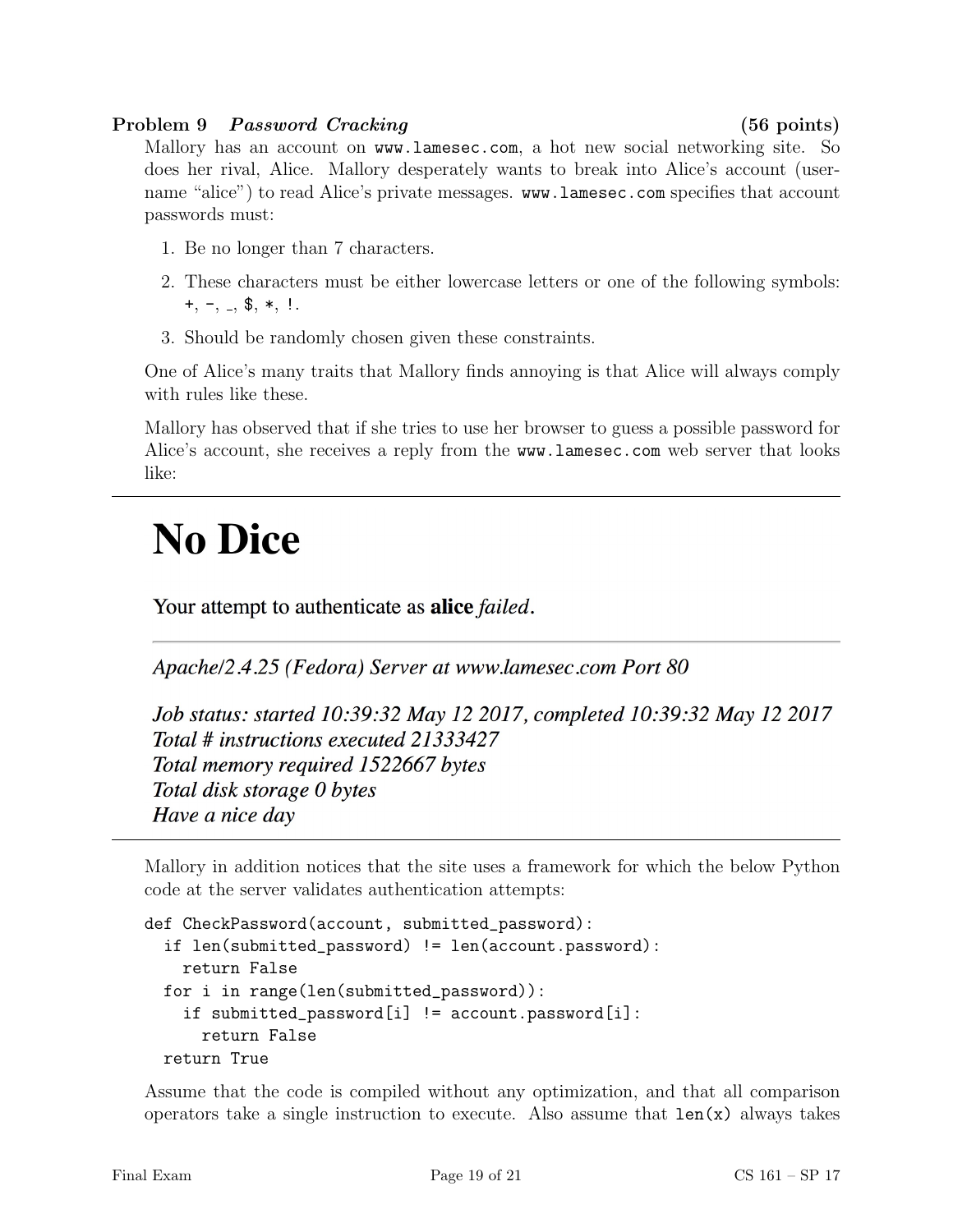**Problem 9** ***Password Cracking*** **(56 points)**

Mallory has an account on www.lamesec.com, a hot new social networking site. So does her rival, Alice. Mallory desperately wants to break into Alice's account (username "alice") to read Alice's private messages. www.lamesec.com specifies that account passwords must:

1. Be no longer than 7 characters.
2. These characters must be either lowercase letters or one of the following symbols: +, -, _, $, *, !.
3. Should be randomly chosen given these constraints.

One of Alice's many traits that Mallory finds annoying is that Alice will always comply with rules like these.

Mallory has observed that if she tries to use her browser to guess a possible password for Alice's account, she receives a reply from the www.lamesec.com web server that looks like:

---

# No Dice

Your attempt to authenticate as **alice** *failed*.

---

*Apache/2.4.25 (Fedora) Server at www.lamesec.com Port 80*

*Job status: started 10:39:32 May 12 2017, completed 10:39:32 May 12 2017*
*Total # instructions executed 21333427*
*Total memory required 1522667 bytes*
*Total disk storage 0 bytes*
*Have a nice day*

---

Mallory in addition notices that the site uses a framework for which the below Python code at the server validates authentication attempts:

```
def CheckPassword(account, submitted_password):
  if len(submitted_password) != len(account.password):
    return False
  for i in range(len(submitted_password)):
    if submitted_password[i] != account.password[i]:
      return False
  return True
```

Assume that the code is compiled without any optimization, and that all comparison operators take a single instruction to execute. Also assume that len(x) always takes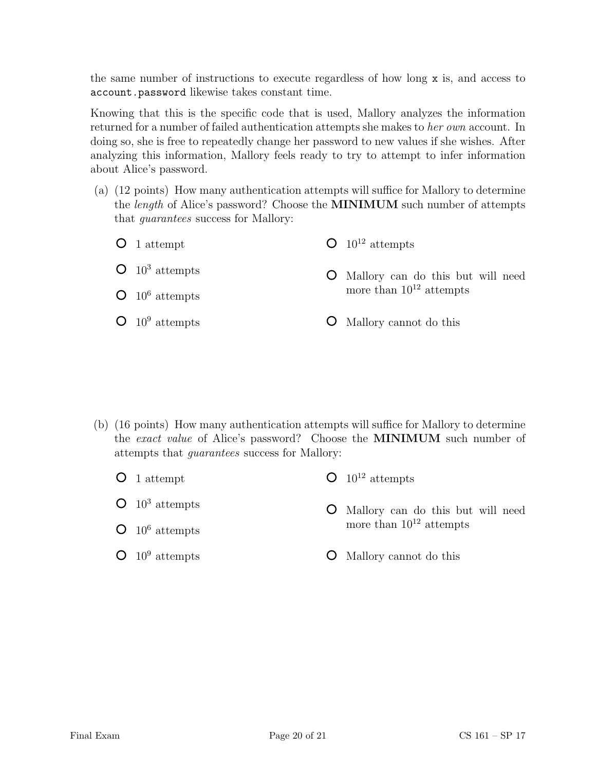the same number of instructions to execute regardless of how long `x` is, and access to `account.password` likewise takes constant time.

Knowing that this is the specific code that is used, Mallory analyzes the information returned for a number of failed authentication attempts she makes to *her own* account. In doing so, she is free to repeatedly change her password to new values if she wishes. After analyzing this information, Mallory feels ready to try to attempt to infer information about Alice's password.

(a) (12 points) How many authentication attempts will suffice for Mallory to determine the *length* of Alice's password? Choose the **MINIMUM** such number of attempts that *guarantees* success for Mallory:

- ○ 1 attempt
- ○ $10^3$ attempts
- ○ $10^6$ attempts
- ○ $10^9$ attempts
- ○ $10^{12}$ attempts
- ○ Mallory can do this but will need more than $10^{12}$ attempts
- ○ Mallory cannot do this

(b) (16 points) How many authentication attempts will suffice for Mallory to determine the *exact value* of Alice's password? Choose the **MINIMUM** such number of attempts that *guarantees* success for Mallory:

- ○ 1 attempt
- ○ $10^3$ attempts
- ○ $10^6$ attempts
- ○ $10^9$ attempts
- ○ $10^{12}$ attempts
- ○ Mallory can do this but will need more than $10^{12}$ attempts
- ○ Mallory cannot do this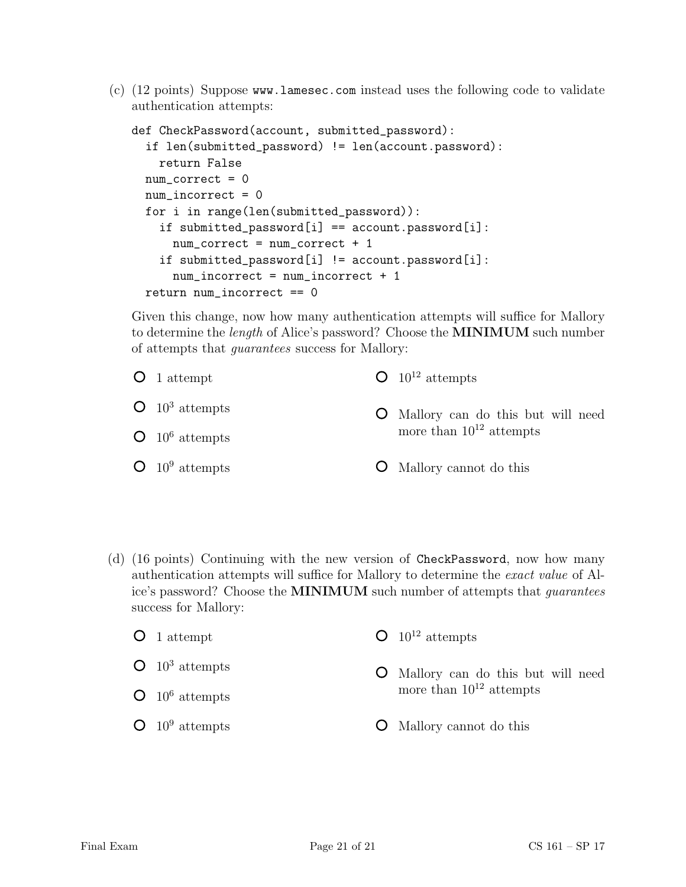(c) (12 points) Suppose `www.lamesec.com` instead uses the following code to validate authentication attempts:

```
def CheckPassword(account, submitted_password):
  if len(submitted_password) != len(account.password):
    return False
  num_correct = 0
  num_incorrect = 0
  for i in range(len(submitted_password)):
    if submitted_password[i] == account.password[i]:
      num_correct = num_correct + 1
    if submitted_password[i] != account.password[i]:
      num_incorrect = num_incorrect + 1
  return num_incorrect == 0
```

Given this change, now how many authentication attempts will suffice for Mallory to determine the *length* of Alice's password? Choose the **MINIMUM** such number of attempts that *guarantees* success for Mallory:

- ○ 1 attempt
- ○ $10^3$ attempts
- ○ $10^6$ attempts
- ○ $10^9$ attempts
- ○ $10^{12}$ attempts
- ○ Mallory can do this but will need more than $10^{12}$ attempts
- ○ Mallory cannot do this

(d) (16 points) Continuing with the new version of `CheckPassword`, now how many authentication attempts will suffice for Mallory to determine the *exact value* of Alice's password? Choose the **MINIMUM** such number of attempts that *guarantees* success for Mallory:

- ○ 1 attempt
- ○ $10^3$ attempts
- ○ $10^6$ attempts
- ○ $10^9$ attempts
- ○ $10^{12}$ attempts
- ○ Mallory can do this but will need more than $10^{12}$ attempts
- ○ Mallory cannot do this